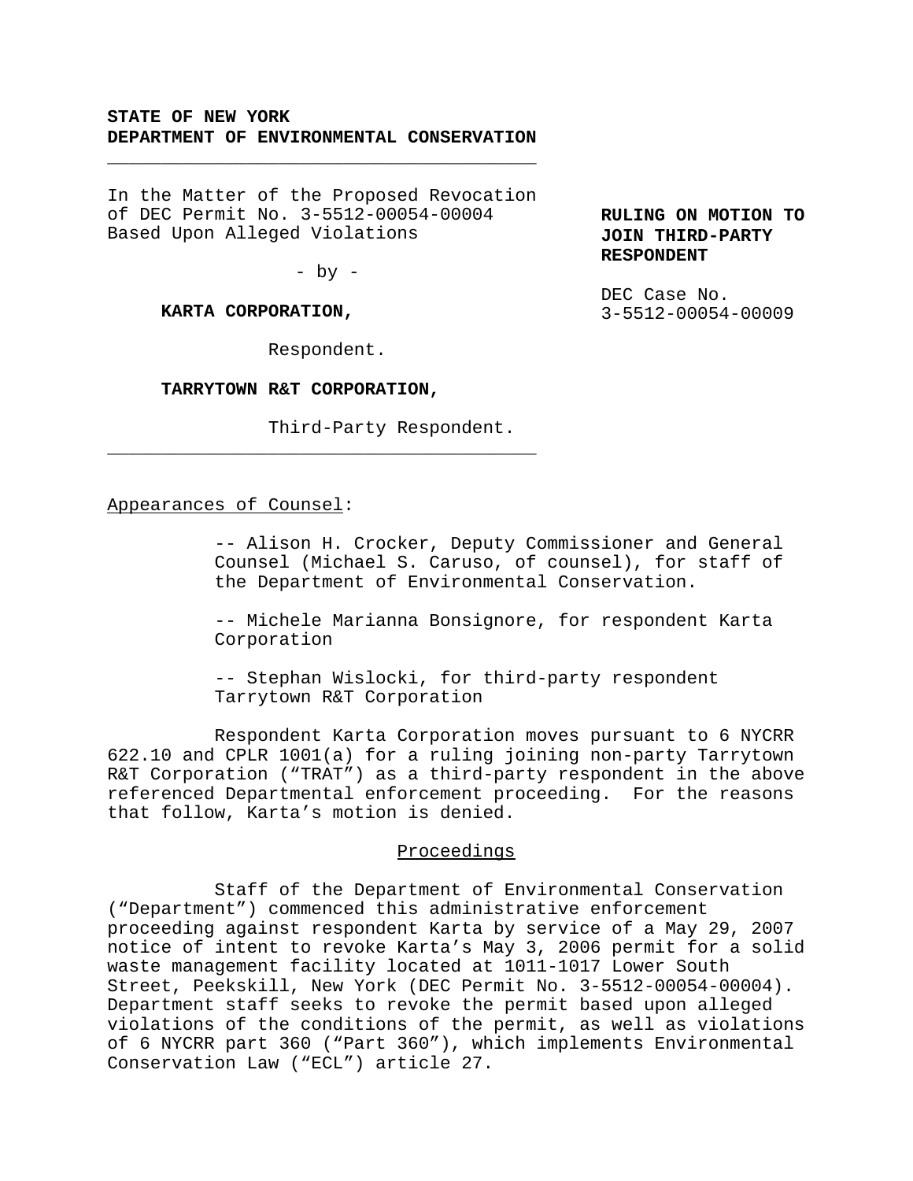**STATE OF NEW YORK**
**DEPARTMENT OF ENVIRONMENTAL CONSERVATION**

---

In the Matter of the Proposed Revocation of DEC Permit No. 3-5512-00054-00004 Based Upon Alleged Violations

\- by -

**KARTA CORPORATION,**

Respondent.

**TARRYTOWN R&T CORPORATION,**

Third-Party Respondent.

---

**RULING ON MOTION TO JOIN THIRD-PARTY RESPONDENT**

DEC Case No. 3-5512-00054-00009

Appearances of Counsel:

-- Alison H. Crocker, Deputy Commissioner and General Counsel (Michael S. Caruso, of counsel), for staff of the Department of Environmental Conservation.

-- Michele Marianna Bonsignore, for respondent Karta Corporation

-- Stephan Wislocki, for third-party respondent Tarrytown R&T Corporation

Respondent Karta Corporation moves pursuant to 6 NYCRR 622.10 and CPLR 1001(a) for a ruling joining non-party Tarrytown R&T Corporation ("TRAT") as a third-party respondent in the above referenced Departmental enforcement proceeding. For the reasons that follow, Karta's motion is denied.

## Proceedings

Staff of the Department of Environmental Conservation ("Department") commenced this administrative enforcement proceeding against respondent Karta by service of a May 29, 2007 notice of intent to revoke Karta's May 3, 2006 permit for a solid waste management facility located at 1011-1017 Lower South Street, Peekskill, New York (DEC Permit No. 3-5512-00054-00004). Department staff seeks to revoke the permit based upon alleged violations of the conditions of the permit, as well as violations of 6 NYCRR part 360 ("Part 360"), which implements Environmental Conservation Law ("ECL") article 27.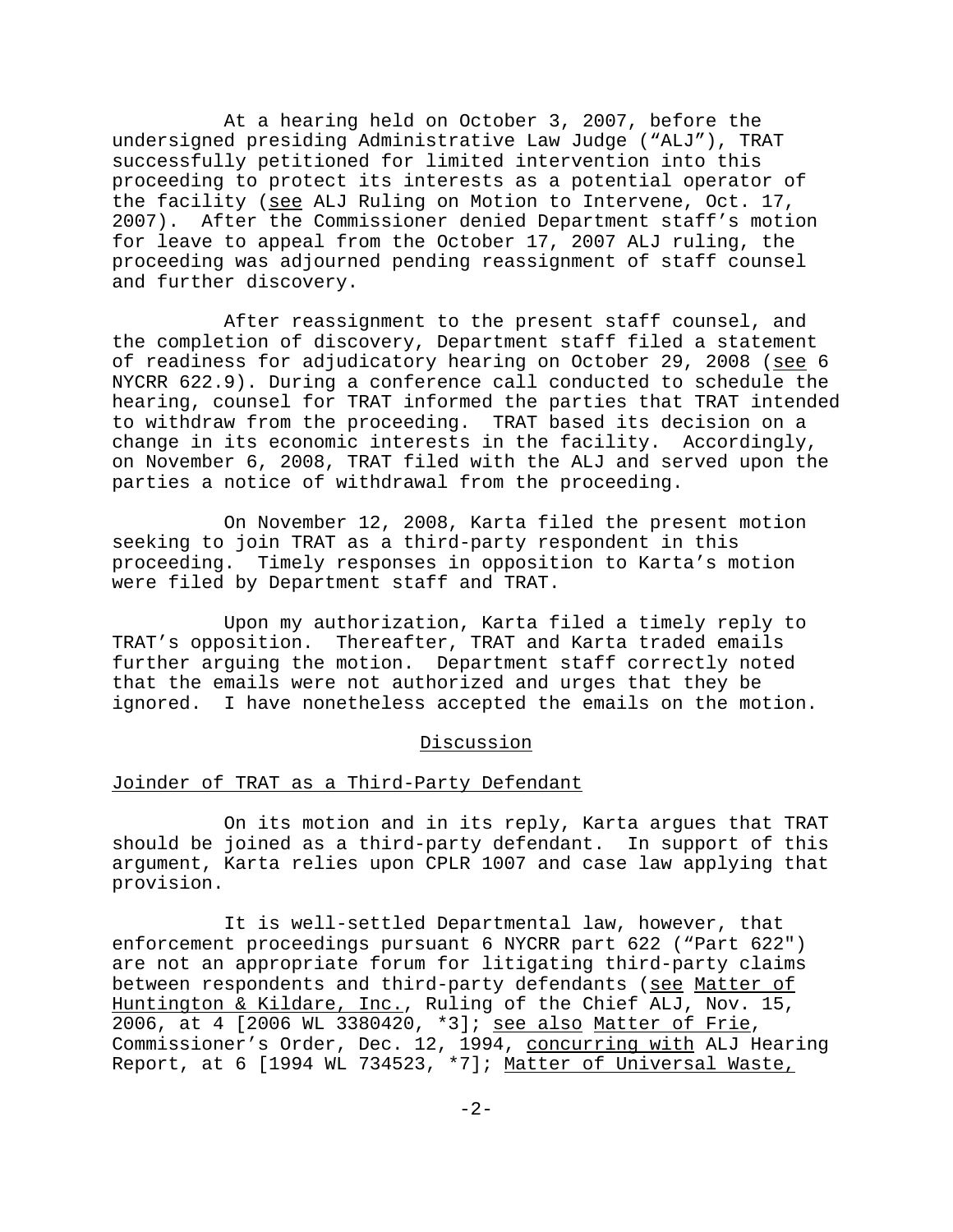At a hearing held on October 3, 2007, before the undersigned presiding Administrative Law Judge ("ALJ"), TRAT successfully petitioned for limited intervention into this proceeding to protect its interests as a potential operator of the facility (see ALJ Ruling on Motion to Intervene, Oct. 17, 2007). After the Commissioner denied Department staff's motion for leave to appeal from the October 17, 2007 ALJ ruling, the proceeding was adjourned pending reassignment of staff counsel and further discovery.

After reassignment to the present staff counsel, and the completion of discovery, Department staff filed a statement of readiness for adjudicatory hearing on October 29, 2008 (see 6 NYCRR 622.9). During a conference call conducted to schedule the hearing, counsel for TRAT informed the parties that TRAT intended to withdraw from the proceeding. TRAT based its decision on a change in its economic interests in the facility. Accordingly, on November 6, 2008, TRAT filed with the ALJ and served upon the parties a notice of withdrawal from the proceeding.

On November 12, 2008, Karta filed the present motion seeking to join TRAT as a third-party respondent in this proceeding. Timely responses in opposition to Karta's motion were filed by Department staff and TRAT.

Upon my authorization, Karta filed a timely reply to TRAT's opposition. Thereafter, TRAT and Karta traded emails further arguing the motion. Department staff correctly noted that the emails were not authorized and urges that they be ignored. I have nonetheless accepted the emails on the motion.

## Discussion

### Joinder of TRAT as a Third-Party Defendant

On its motion and in its reply, Karta argues that TRAT should be joined as a third-party defendant. In support of this argument, Karta relies upon CPLR 1007 and case law applying that provision.

It is well-settled Departmental law, however, that enforcement proceedings pursuant 6 NYCRR part 622 ("Part 622") are not an appropriate forum for litigating third-party claims between respondents and third-party defendants (see Matter of Huntington & Kildare, Inc., Ruling of the Chief ALJ, Nov. 15, 2006, at 4 [2006 WL 3380420, *3]; see also Matter of Frie, Commissioner's Order, Dec. 12, 1994, concurring with ALJ Hearing Report, at 6 [1994 WL 734523, *7]; Matter of Universal Waste,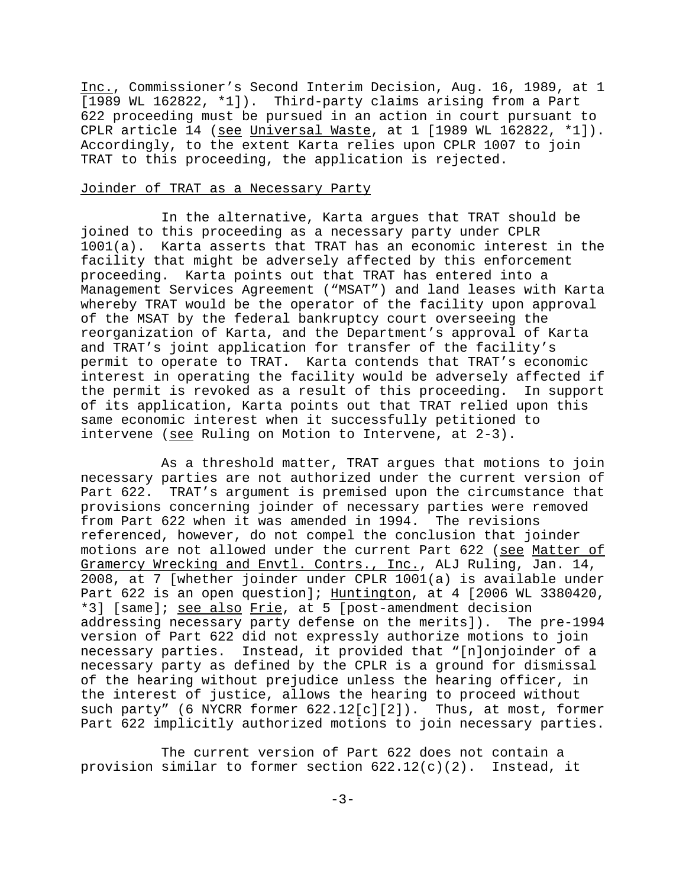Inc., Commissioner's Second Interim Decision, Aug. 16, 1989, at 1 [1989 WL 162822, *1]). Third-party claims arising from a Part 622 proceeding must be pursued in an action in court pursuant to CPLR article 14 (see Universal Waste, at 1 [1989 WL 162822, *1]). Accordingly, to the extent Karta relies upon CPLR 1007 to join TRAT to this proceeding, the application is rejected.

Joinder of TRAT as a Necessary Party

In the alternative, Karta argues that TRAT should be joined to this proceeding as a necessary party under CPLR 1001(a). Karta asserts that TRAT has an economic interest in the facility that might be adversely affected by this enforcement proceeding. Karta points out that TRAT has entered into a Management Services Agreement ("MSAT") and land leases with Karta whereby TRAT would be the operator of the facility upon approval of the MSAT by the federal bankruptcy court overseeing the reorganization of Karta, and the Department's approval of Karta and TRAT's joint application for transfer of the facility's permit to operate to TRAT. Karta contends that TRAT's economic interest in operating the facility would be adversely affected if the permit is revoked as a result of this proceeding. In support of its application, Karta points out that TRAT relied upon this same economic interest when it successfully petitioned to intervene (see Ruling on Motion to Intervene, at 2-3).

As a threshold matter, TRAT argues that motions to join necessary parties are not authorized under the current version of Part 622. TRAT's argument is premised upon the circumstance that provisions concerning joinder of necessary parties were removed from Part 622 when it was amended in 1994. The revisions referenced, however, do not compel the conclusion that joinder motions are not allowed under the current Part 622 (see Matter of Gramercy Wrecking and Envtl. Contrs., Inc., ALJ Ruling, Jan. 14, 2008, at 7 [whether joinder under CPLR 1001(a) is available under Part 622 is an open question]; Huntington, at 4 [2006 WL 3380420, *3] [same]; see also Frie, at 5 [post-amendment decision addressing necessary party defense on the merits]). The pre-1994 version of Part 622 did not expressly authorize motions to join necessary parties. Instead, it provided that "[n]onjoinder of a necessary party as defined by the CPLR is a ground for dismissal of the hearing without prejudice unless the hearing officer, in the interest of justice, allows the hearing to proceed without such party" (6 NYCRR former 622.12[c][2]). Thus, at most, former Part 622 implicitly authorized motions to join necessary parties.

The current version of Part 622 does not contain a provision similar to former section 622.12(c)(2). Instead, it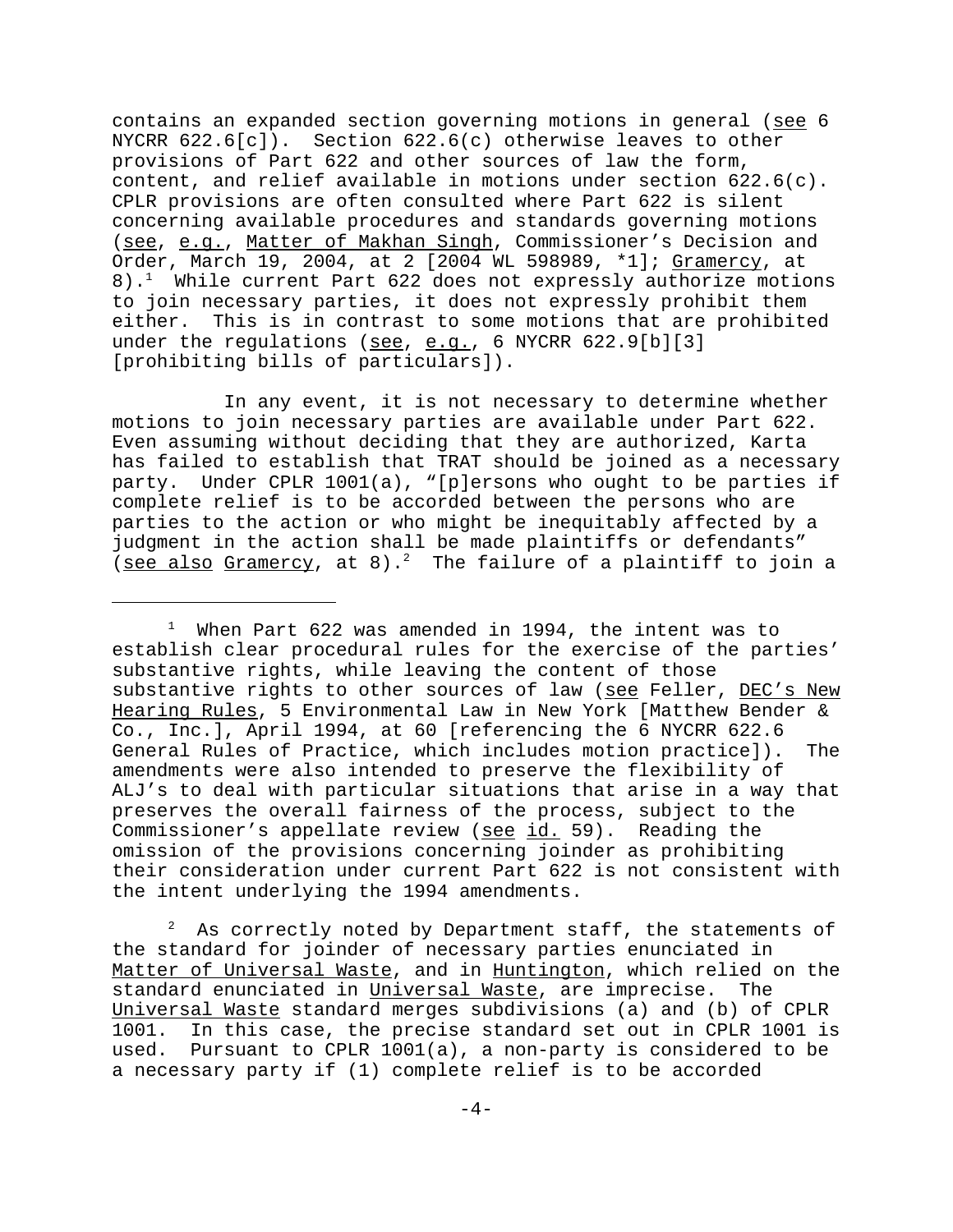contains an expanded section governing motions in general (see 6 NYCRR 622.6[c]). Section 622.6(c) otherwise leaves to other provisions of Part 622 and other sources of law the form, content, and relief available in motions under section 622.6(c). CPLR provisions are often consulted where Part 622 is silent concerning available procedures and standards governing motions (see, e.g., Matter of Makhan Singh, Commissioner's Decision and Order, March 19, 2004, at 2 [2004 WL 598989, *1]; Gramercy, at 8).[1] While current Part 622 does not expressly authorize motions to join necessary parties, it does not expressly prohibit them either. This is in contrast to some motions that are prohibited under the regulations (see, e.g., 6 NYCRR 622.9[b][3] [prohibiting bills of particulars]).

In any event, it is not necessary to determine whether motions to join necessary parties are available under Part 622. Even assuming without deciding that they are authorized, Karta has failed to establish that TRAT should be joined as a necessary party. Under CPLR 1001(a), "[p]ersons who ought to be parties if complete relief is to be accorded between the persons who are parties to the action or who might be inequitably affected by a judgment in the action shall be made plaintiffs or defendants" (see also Gramercy, at 8).[2] The failure of a plaintiff to join a

---

[1] When Part 622 was amended in 1994, the intent was to establish clear procedural rules for the exercise of the parties' substantive rights, while leaving the content of those substantive rights to other sources of law (see Feller, DEC's New Hearing Rules, 5 Environmental Law in New York [Matthew Bender & Co., Inc.], April 1994, at 60 [referencing the 6 NYCRR 622.6 General Rules of Practice, which includes motion practice]). The amendments were also intended to preserve the flexibility of ALJ's to deal with particular situations that arise in a way that preserves the overall fairness of the process, subject to the Commissioner's appellate review (see id. 59). Reading the omission of the provisions concerning joinder as prohibiting their consideration under current Part 622 is not consistent with the intent underlying the 1994 amendments.

[2] As correctly noted by Department staff, the statements of the standard for joinder of necessary parties enunciated in Matter of Universal Waste, and in Huntington, which relied on the standard enunciated in Universal Waste, are imprecise. The Universal Waste standard merges subdivisions (a) and (b) of CPLR 1001. In this case, the precise standard set out in CPLR 1001 is used. Pursuant to CPLR 1001(a), a non-party is considered to be a necessary party if (1) complete relief is to be accorded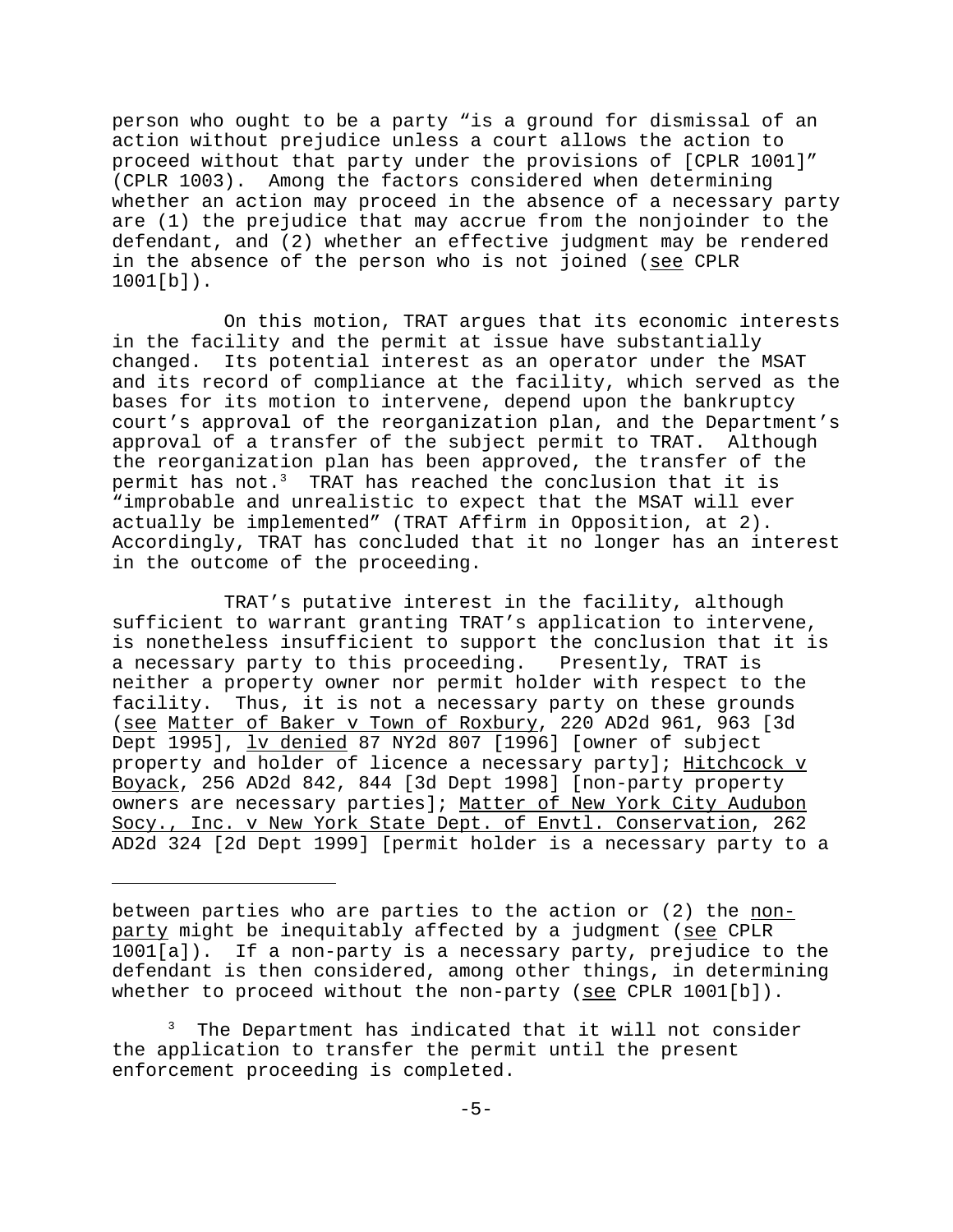person who ought to be a party "is a ground for dismissal of an action without prejudice unless a court allows the action to proceed without that party under the provisions of [CPLR 1001]" (CPLR 1003). Among the factors considered when determining whether an action may proceed in the absence of a necessary party are (1) the prejudice that may accrue from the nonjoinder to the defendant, and (2) whether an effective judgment may be rendered in the absence of the person who is not joined (see CPLR 1001[b]).

On this motion, TRAT argues that its economic interests in the facility and the permit at issue have substantially changed. Its potential interest as an operator under the MSAT and its record of compliance at the facility, which served as the bases for its motion to intervene, depend upon the bankruptcy court's approval of the reorganization plan, and the Department's approval of a transfer of the subject permit to TRAT. Although the reorganization plan has been approved, the transfer of the permit has not.[3] TRAT has reached the conclusion that it is "improbable and unrealistic to expect that the MSAT will ever actually be implemented" (TRAT Affirm in Opposition, at 2). Accordingly, TRAT has concluded that it no longer has an interest in the outcome of the proceeding.

TRAT's putative interest in the facility, although sufficient to warrant granting TRAT's application to intervene, is nonetheless insufficient to support the conclusion that it is a necessary party to this proceeding. Presently, TRAT is neither a property owner nor permit holder with respect to the facility. Thus, it is not a necessary party on these grounds (see Matter of Baker v Town of Roxbury, 220 AD2d 961, 963 [3d Dept 1995], lv denied 87 NY2d 807 [1996] [owner of subject property and holder of licence a necessary party]; Hitchcock v Boyack, 256 AD2d 842, 844 [3d Dept 1998] [non-party property owners are necessary parties]; Matter of New York City Audubon Socy., Inc. v New York State Dept. of Envtl. Conservation, 262 AD2d 324 [2d Dept 1999] [permit holder is a necessary party to a

---

between parties who are parties to the action or (2) the non-party might be inequitably affected by a judgment (see CPLR 1001[a]). If a non-party is a necessary party, prejudice to the defendant is then considered, among other things, in determining whether to proceed without the non-party (see CPLR 1001[b]).

[3] The Department has indicated that it will not consider the application to transfer the permit until the present enforcement proceeding is completed.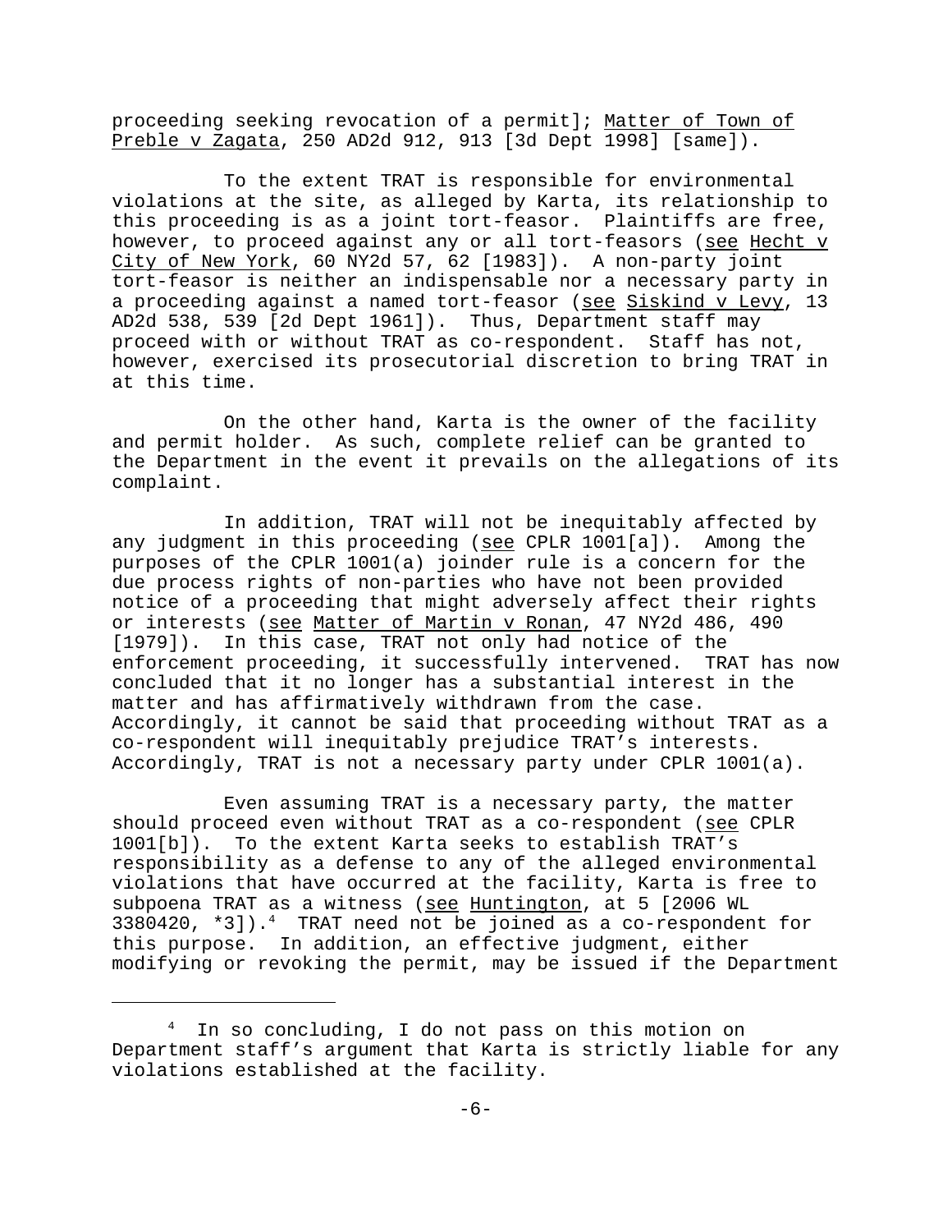proceeding seeking revocation of a permit]; Matter of Town of Preble v Zagata, 250 AD2d 912, 913 [3d Dept 1998] [same]).

To the extent TRAT is responsible for environmental violations at the site, as alleged by Karta, its relationship to this proceeding is as a joint tort-feasor. Plaintiffs are free, however, to proceed against any or all tort-feasors (see Hecht v City of New York, 60 NY2d 57, 62 [1983]). A non-party joint tort-feasor is neither an indispensable nor a necessary party in a proceeding against a named tort-feasor (see Siskind v Levy, 13 AD2d 538, 539 [2d Dept 1961]). Thus, Department staff may proceed with or without TRAT as co-respondent. Staff has not, however, exercised its prosecutorial discretion to bring TRAT in at this time.

On the other hand, Karta is the owner of the facility and permit holder. As such, complete relief can be granted to the Department in the event it prevails on the allegations of its complaint.

In addition, TRAT will not be inequitably affected by any judgment in this proceeding (see CPLR 1001[a]). Among the purposes of the CPLR 1001(a) joinder rule is a concern for the due process rights of non-parties who have not been provided notice of a proceeding that might adversely affect their rights or interests (see Matter of Martin v Ronan, 47 NY2d 486, 490 [1979]). In this case, TRAT not only had notice of the enforcement proceeding, it successfully intervened. TRAT has now concluded that it no longer has a substantial interest in the matter and has affirmatively withdrawn from the case. Accordingly, it cannot be said that proceeding without TRAT as a co-respondent will inequitably prejudice TRAT's interests. Accordingly, TRAT is not a necessary party under CPLR 1001(a).

Even assuming TRAT is a necessary party, the matter should proceed even without TRAT as a co-respondent (see CPLR 1001[b]). To the extent Karta seeks to establish TRAT's responsibility as a defense to any of the alleged environmental violations that have occurred at the facility, Karta is free to subpoena TRAT as a witness (see Huntington, at 5 [2006 WL 3380420, *3]).[4] TRAT need not be joined as a co-respondent for this purpose. In addition, an effective judgment, either modifying or revoking the permit, may be issued if the Department

[4] In so concluding, I do not pass on this motion on Department staff's argument that Karta is strictly liable for any violations established at the facility.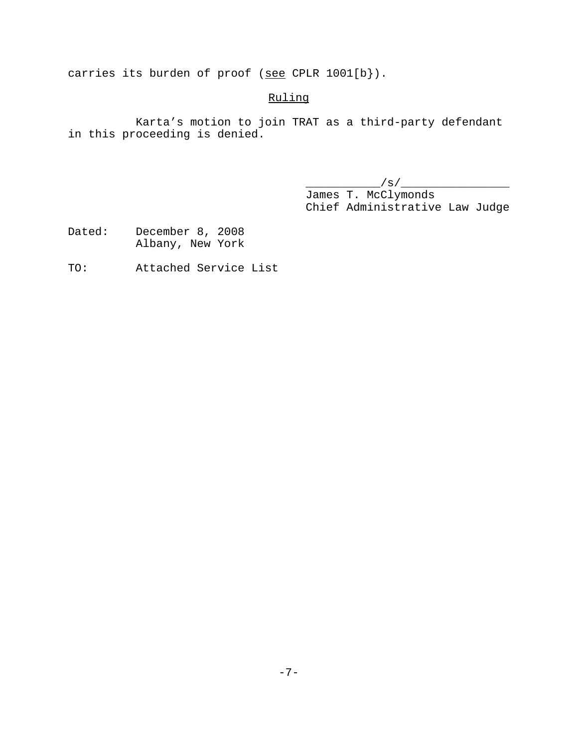carries its burden of proof (see CPLR 1001[b}).

## Ruling

Karta's motion to join TRAT as a third-party defendant in this proceeding is denied.

___________/s/________________
James T. McClymonds
Chief Administrative Law Judge

Dated: December 8, 2008
Albany, New York

TO: Attached Service List